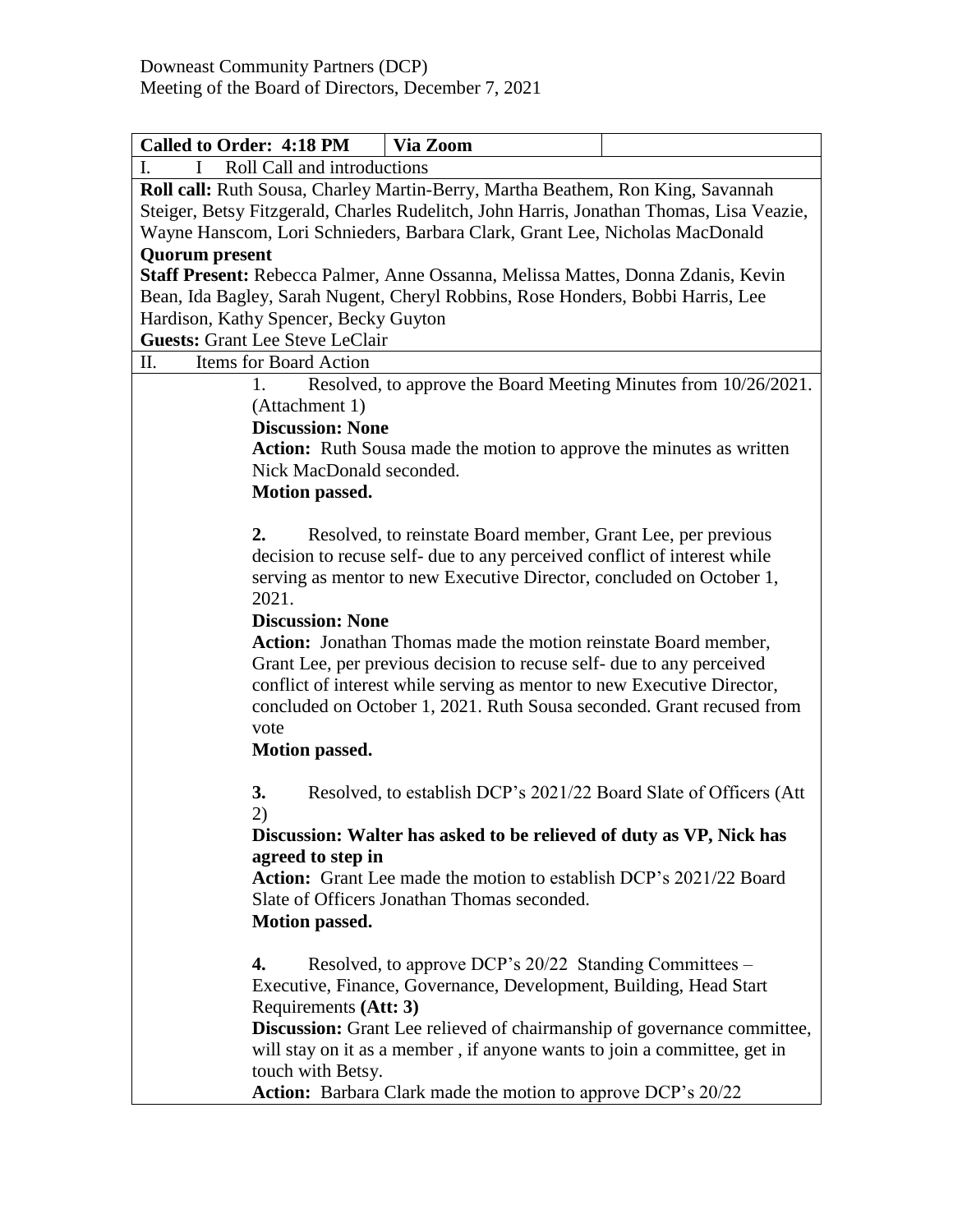Downeast Community Partners (DCP)
Meeting of the Board of Directors, December 7, 2021

| Called to Order: 4:18 PM | Via Zoom | |
|---|---|---|
| I. I Roll Call and introductions | | |

**Roll call:** Ruth Sousa, Charley Martin-Berry, Martha Beathem, Ron King, Savannah Steiger, Betsy Fitzgerald, Charles Rudelitch, John Harris, Jonathan Thomas, Lisa Veazie, Wayne Hanscom, Lori Schnieders, Barbara Clark, Grant Lee, Nicholas MacDonald

**Quorum present**

**Staff Present:** Rebecca Palmer, Anne Ossanna, Melissa Mattes, Donna Zdanis, Kevin Bean, Ida Bagley, Sarah Nugent, Cheryl Robbins, Rose Honders, Bobbi Harris, Lee Hardison, Kathy Spencer, Becky Guyton

**Guests:** Grant Lee Steve LeClair

II. Items for Board Action

1. Resolved, to approve the Board Meeting Minutes from 10/26/2021. (Attachment 1)

   **Discussion: None**

   **Action:** Ruth Sousa made the motion to approve the minutes as written Nick MacDonald seconded.

   **Motion passed.**

2. Resolved, to reinstate Board member, Grant Lee, per previous decision to recuse self- due to any perceived conflict of interest while serving as mentor to new Executive Director, concluded on October 1, 2021.

   **Discussion: None**

   **Action:** Jonathan Thomas made the motion reinstate Board member, Grant Lee, per previous decision to recuse self- due to any perceived conflict of interest while serving as mentor to new Executive Director, concluded on October 1, 2021. Ruth Sousa seconded. Grant recused from vote

   **Motion passed.**

3. Resolved, to establish DCP's 2021/22 Board Slate of Officers (Att 2)

   **Discussion: Walter has asked to be relieved of duty as VP, Nick has agreed to step in**

   **Action:** Grant Lee made the motion to establish DCP's 2021/22 Board Slate of Officers Jonathan Thomas seconded.

   **Motion passed.**

4. Resolved, to approve DCP's 20/22 Standing Committees – Executive, Finance, Governance, Development, Building, Head Start Requirements **(Att: 3)**

   **Discussion:** Grant Lee relieved of chairmanship of governance committee, will stay on it as a member , if anyone wants to join a committee, get in touch with Betsy.

   **Action:** Barbara Clark made the motion to approve DCP's 20/22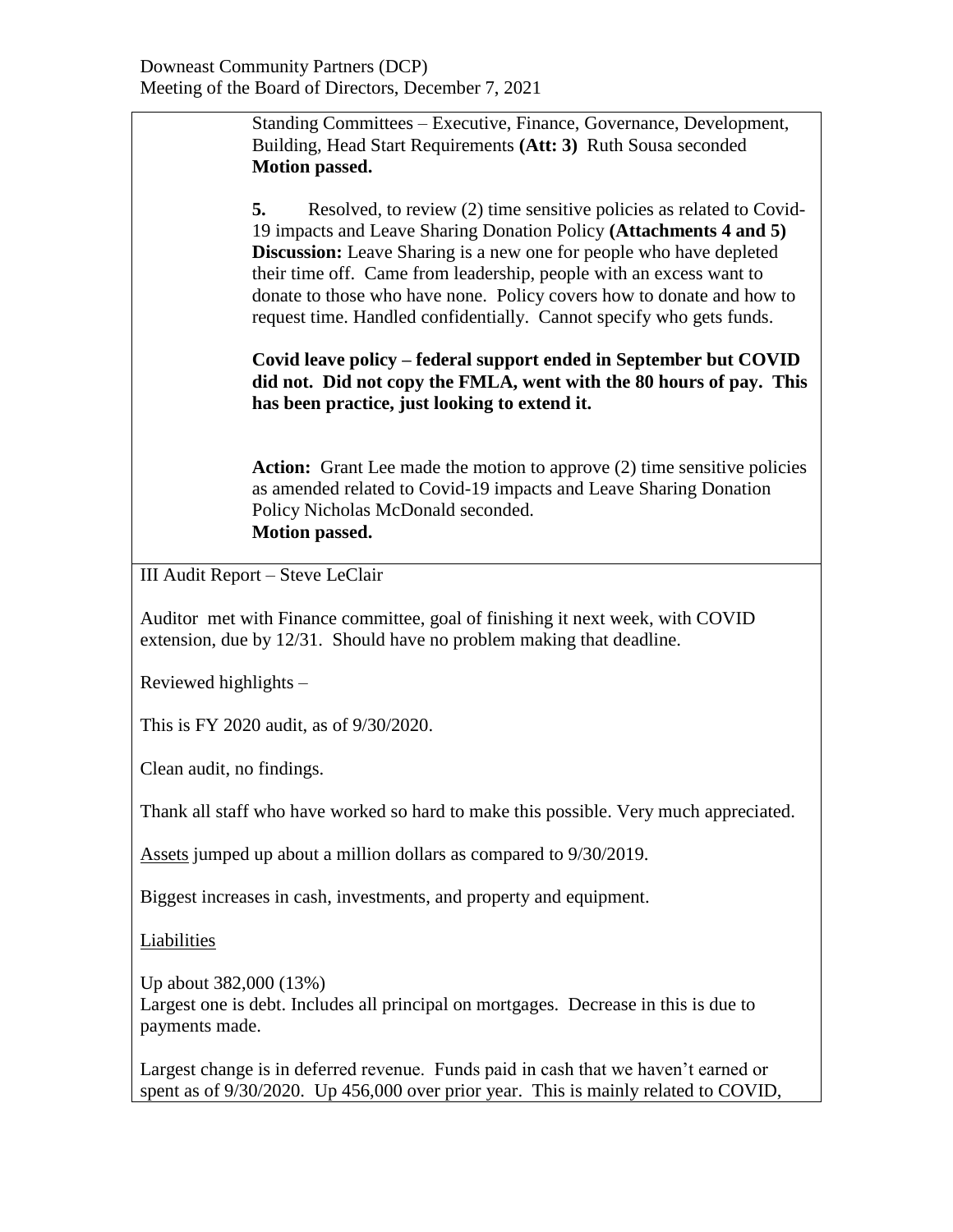Standing Committees – Executive, Finance, Governance, Development, Building, Head Start Requirements **(Att: 3)** Ruth Sousa seconded
**Motion passed.**

**5.** Resolved, to review (2) time sensitive policies as related to Covid-19 impacts and Leave Sharing Donation Policy **(Attachments 4 and 5)**
**Discussion:** Leave Sharing is a new one for people who have depleted their time off. Came from leadership, people with an excess want to donate to those who have none. Policy covers how to donate and how to request time. Handled confidentially. Cannot specify who gets funds.

**Covid leave policy – federal support ended in September but COVID did not. Did not copy the FMLA, went with the 80 hours of pay. This has been practice, just looking to extend it.**

**Action:** Grant Lee made the motion to approve (2) time sensitive policies as amended related to Covid-19 impacts and Leave Sharing Donation Policy Nicholas McDonald seconded.
**Motion passed.**

III Audit Report – Steve LeClair

Auditor met with Finance committee, goal of finishing it next week, with COVID extension, due by 12/31. Should have no problem making that deadline.

Reviewed highlights –

This is FY 2020 audit, as of 9/30/2020.

Clean audit, no findings.

Thank all staff who have worked so hard to make this possible. Very much appreciated.

Assets jumped up about a million dollars as compared to 9/30/2019.

Biggest increases in cash, investments, and property and equipment.

Liabilities

Up about 382,000 (13%)
Largest one is debt. Includes all principal on mortgages. Decrease in this is due to payments made.

Largest change is in deferred revenue. Funds paid in cash that we haven't earned or spent as of 9/30/2020. Up 456,000 over prior year. This is mainly related to COVID,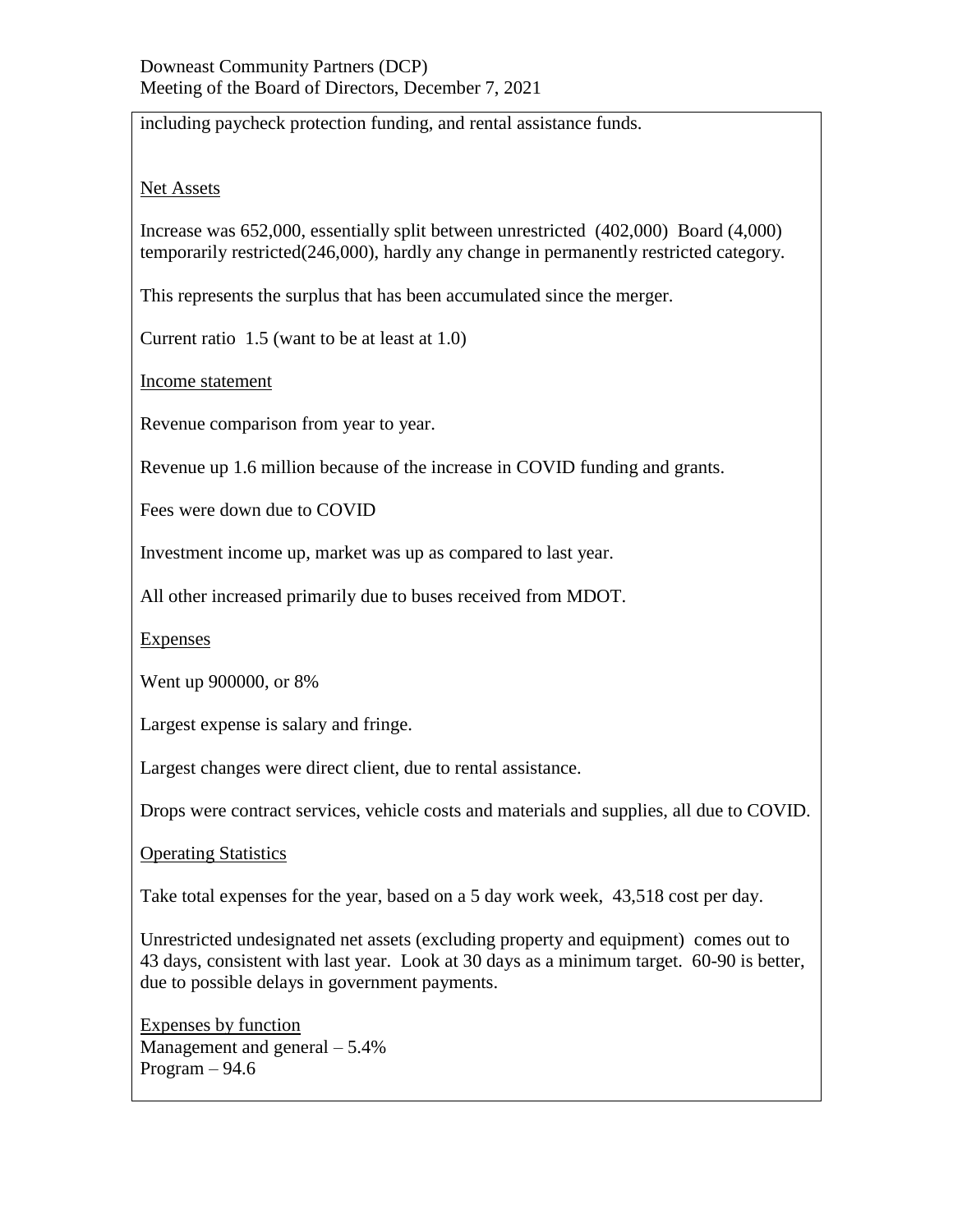including paycheck protection funding, and rental assistance funds.

Net Assets

Increase was 652,000, essentially split between unrestricted (402,000) Board (4,000) temporarily restricted(246,000), hardly any change in permanently restricted category.

This represents the surplus that has been accumulated since the merger.

Current ratio 1.5 (want to be at least at 1.0)

Income statement

Revenue comparison from year to year.

Revenue up 1.6 million because of the increase in COVID funding and grants.

Fees were down due to COVID

Investment income up, market was up as compared to last year.

All other increased primarily due to buses received from MDOT.

Expenses

Went up 900000, or 8%

Largest expense is salary and fringe.

Largest changes were direct client, due to rental assistance.

Drops were contract services, vehicle costs and materials and supplies, all due to COVID.

Operating Statistics

Take total expenses for the year, based on a 5 day work week, 43,518 cost per day.

Unrestricted undesignated net assets (excluding property and equipment) comes out to 43 days, consistent with last year. Look at 30 days as a minimum target. 60-90 is better, due to possible delays in government payments.

Expenses by function
Management and general – 5.4%
Program – 94.6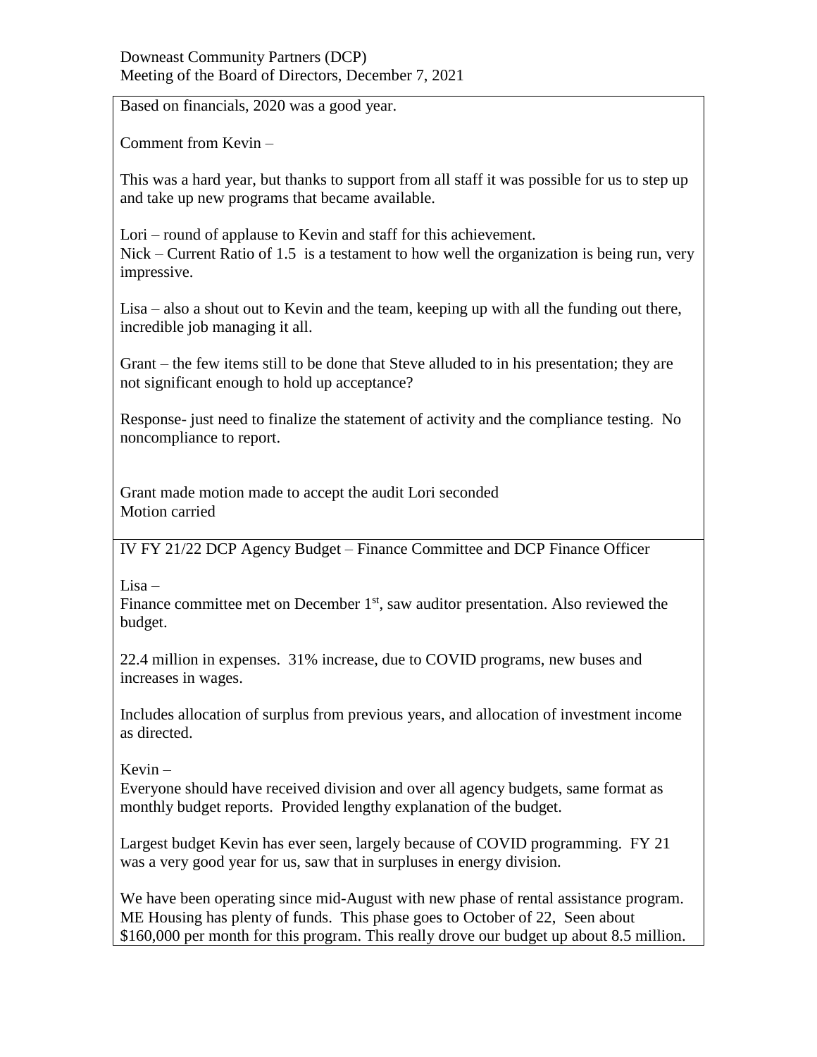Based on financials, 2020 was a good year.

Comment from Kevin –

This was a hard year, but thanks to support from all staff it was possible for us to step up and take up new programs that became available.

Lori – round of applause to Kevin and staff for this achievement.
Nick – Current Ratio of 1.5 is a testament to how well the organization is being run, very impressive.

Lisa – also a shout out to Kevin and the team, keeping up with all the funding out there, incredible job managing it all.

Grant – the few items still to be done that Steve alluded to in his presentation; they are not significant enough to hold up acceptance?

Response- just need to finalize the statement of activity and the compliance testing. No noncompliance to report.

Grant made motion made to accept the audit Lori seconded
Motion carried

IV FY 21/22 DCP Agency Budget – Finance Committee and DCP Finance Officer

Lisa –
Finance committee met on December 1st, saw auditor presentation. Also reviewed the budget.

22.4 million in expenses. 31% increase, due to COVID programs, new buses and increases in wages.

Includes allocation of surplus from previous years, and allocation of investment income as directed.

Kevin –
Everyone should have received division and over all agency budgets, same format as monthly budget reports. Provided lengthy explanation of the budget.

Largest budget Kevin has ever seen, largely because of COVID programming. FY 21 was a very good year for us, saw that in surpluses in energy division.

We have been operating since mid-August with new phase of rental assistance program. ME Housing has plenty of funds. This phase goes to October of 22, Seen about $160,000 per month for this program. This really drove our budget up about 8.5 million.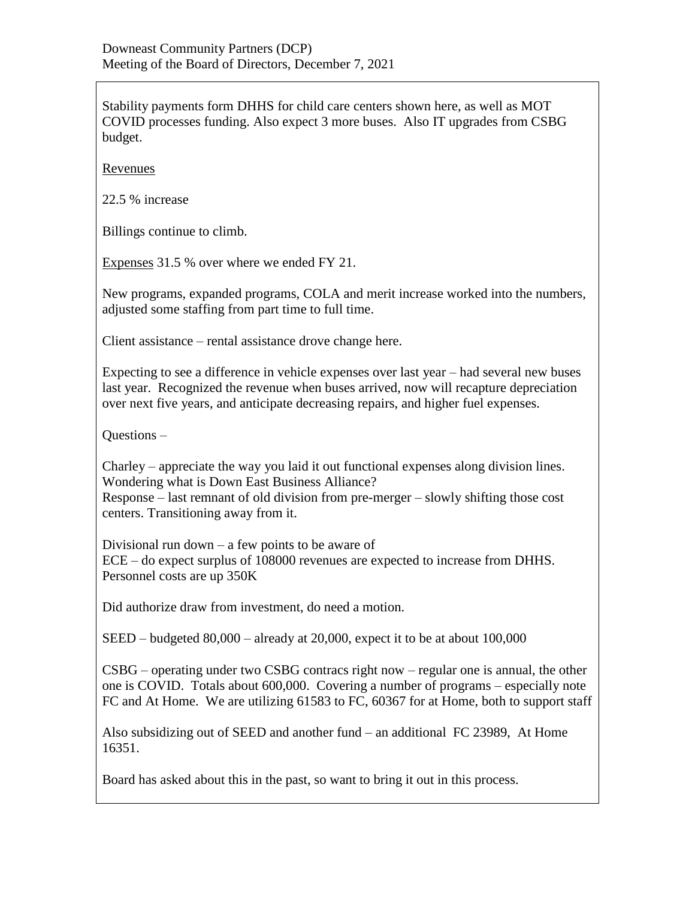Stability payments form DHHS for child care centers shown here, as well as MOT COVID processes funding. Also expect 3 more buses. Also IT upgrades from CSBG budget.

Revenues

22.5 % increase

Billings continue to climb.

Expenses 31.5 % over where we ended FY 21.

New programs, expanded programs, COLA and merit increase worked into the numbers, adjusted some staffing from part time to full time.

Client assistance – rental assistance drove change here.

Expecting to see a difference in vehicle expenses over last year – had several new buses last year. Recognized the revenue when buses arrived, now will recapture depreciation over next five years, and anticipate decreasing repairs, and higher fuel expenses.

Questions –

Charley – appreciate the way you laid it out functional expenses along division lines. Wondering what is Down East Business Alliance?
Response – last remnant of old division from pre-merger – slowly shifting those cost centers. Transitioning away from it.

Divisional run down – a few points to be aware of
ECE – do expect surplus of 108000 revenues are expected to increase from DHHS. Personnel costs are up 350K

Did authorize draw from investment, do need a motion.

SEED – budgeted 80,000 – already at 20,000, expect it to be at about 100,000

CSBG – operating under two CSBG contracs right now – regular one is annual, the other one is COVID. Totals about 600,000. Covering a number of programs – especially note FC and At Home. We are utilizing 61583 to FC, 60367 for at Home, both to support staff

Also subsidizing out of SEED and another fund – an additional FC 23989, At Home 16351.

Board has asked about this in the past, so want to bring it out in this process.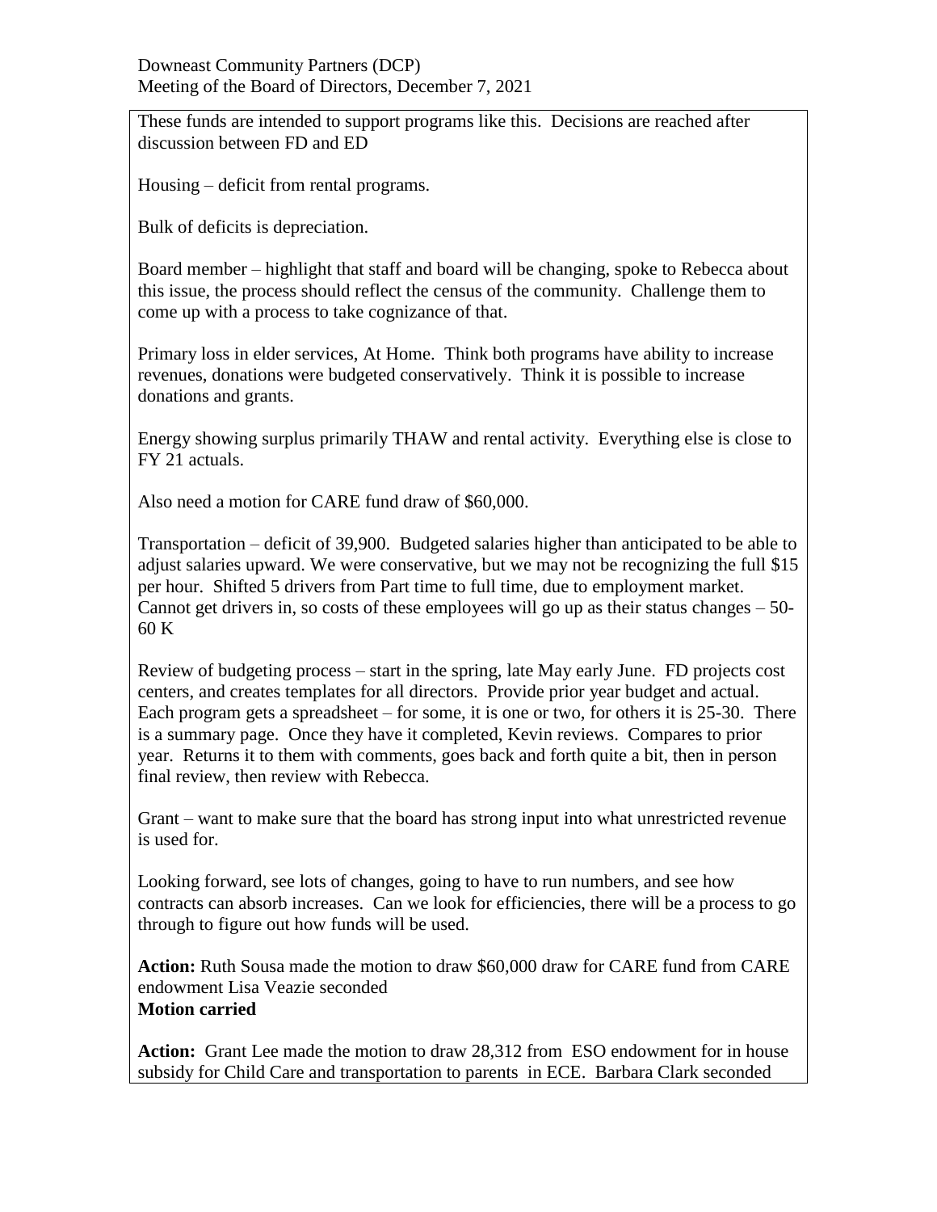These funds are intended to support programs like this. Decisions are reached after discussion between FD and ED

Housing – deficit from rental programs.

Bulk of deficits is depreciation.

Board member – highlight that staff and board will be changing, spoke to Rebecca about this issue, the process should reflect the census of the community. Challenge them to come up with a process to take cognizance of that.

Primary loss in elder services, At Home. Think both programs have ability to increase revenues, donations were budgeted conservatively. Think it is possible to increase donations and grants.

Energy showing surplus primarily THAW and rental activity. Everything else is close to FY 21 actuals.

Also need a motion for CARE fund draw of $60,000.

Transportation – deficit of 39,900. Budgeted salaries higher than anticipated to be able to adjust salaries upward. We were conservative, but we may not be recognizing the full $15 per hour. Shifted 5 drivers from Part time to full time, due to employment market. Cannot get drivers in, so costs of these employees will go up as their status changes – 50-60 K

Review of budgeting process – start in the spring, late May early June. FD projects cost centers, and creates templates for all directors. Provide prior year budget and actual. Each program gets a spreadsheet – for some, it is one or two, for others it is 25-30. There is a summary page. Once they have it completed, Kevin reviews. Compares to prior year. Returns it to them with comments, goes back and forth quite a bit, then in person final review, then review with Rebecca.

Grant – want to make sure that the board has strong input into what unrestricted revenue is used for.

Looking forward, see lots of changes, going to have to run numbers, and see how contracts can absorb increases. Can we look for efficiencies, there will be a process to go through to figure out how funds will be used.

**Action:** Ruth Sousa made the motion to draw $60,000 draw for CARE fund from CARE endowment Lisa Veazie seconded
**Motion carried**

**Action:** Grant Lee made the motion to draw 28,312 from ESO endowment for in house subsidy for Child Care and transportation to parents in ECE. Barbara Clark seconded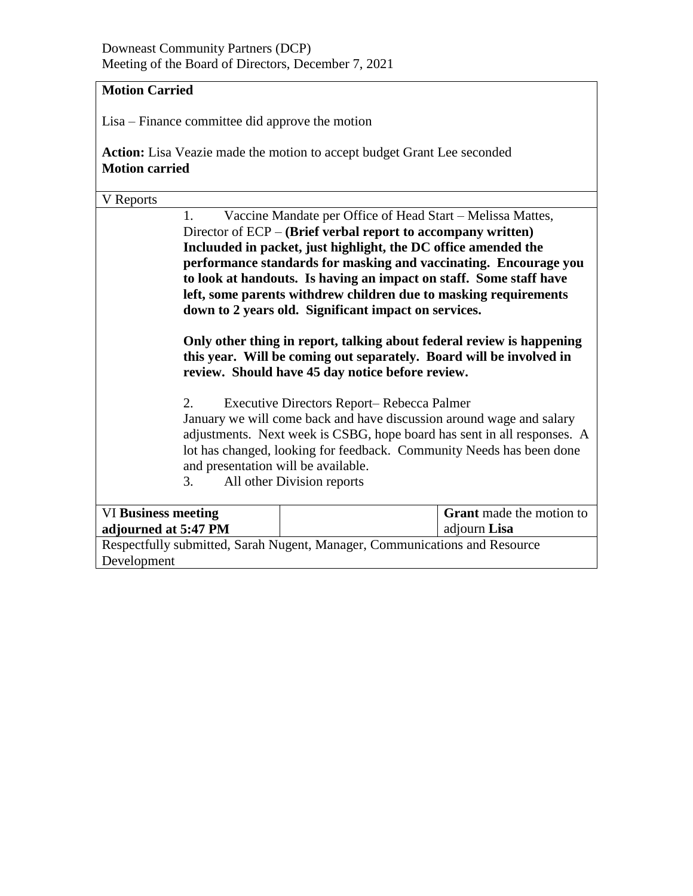Downeast Community Partners (DCP)
Meeting of the Board of Directors, December 7, 2021

**Motion Carried**

Lisa – Finance committee did approve the motion

**Action:** Lisa Veazie made the motion to accept budget Grant Lee seconded
**Motion carried**

V Reports

1. Vaccine Mandate per Office of Head Start – Melissa Mattes, Director of ECP – **(Brief verbal report to accompany written) Incluuded in packet, just highlight, the DC office amended the performance standards for masking and vaccinating. Encourage you to look at handouts. Is having an impact on staff. Some staff have left, some parents withdrew children due to masking requirements down to 2 years old. Significant impact on services.**

   **Only other thing in report, talking about federal review is happening this year. Will be coming out separately. Board will be involved in review. Should have 45 day notice before review.**

2. Executive Directors Report– Rebecca Palmer
   January we will come back and have discussion around wage and salary adjustments. Next week is CSBG, hope board has sent in all responses. A lot has changed, looking for feedback. Community Needs has been done and presentation will be available.
3. All other Division reports

| | | |
|---|---|---|
| VI **Business meeting adjourned at 5:47 PM** | | **Grant** made the motion to adjourn **Lisa** |

Respectfully submitted, Sarah Nugent, Manager, Communications and Resource Development